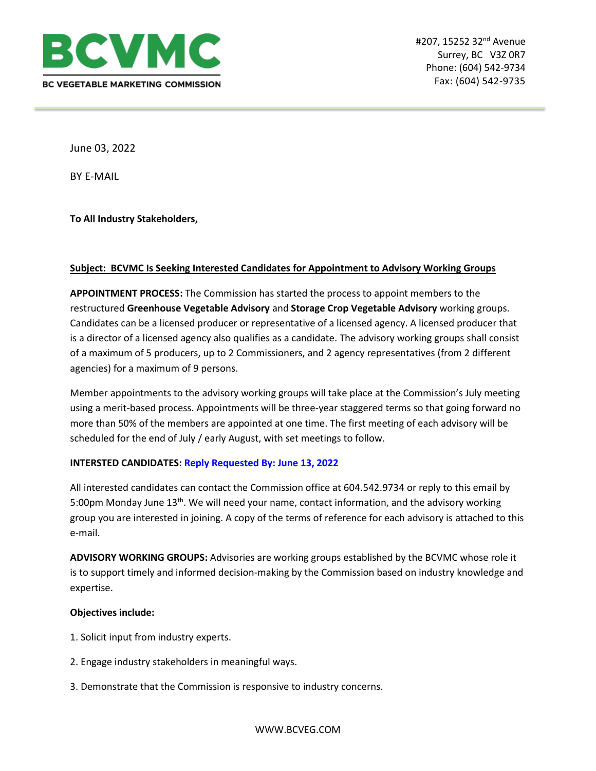**BCVMC**

**BC VEGETABLE MARKETING COMMISSION**

#207, 15252 32nd Avenue
Surrey, BC V3Z 0R7
Phone: (604) 542-9734
Fax: (604) 542-9735

June 03, 2022

BY E-MAIL

**To All Industry Stakeholders,**

**Subject: BCVMC Is Seeking Interested Candidates for Appointment to Advisory Working Groups**

**APPOINTMENT PROCESS:** The Commission has started the process to appoint members to the restructured **Greenhouse Vegetable Advisory** and **Storage Crop Vegetable Advisory** working groups. Candidates can be a licensed producer or representative of a licensed agency. A licensed producer that is a director of a licensed agency also qualifies as a candidate. The advisory working groups shall consist of a maximum of 5 producers, up to 2 Commissioners, and 2 agency representatives (from 2 different agencies) for a maximum of 9 persons.

Member appointments to the advisory working groups will take place at the Commission's July meeting using a merit-based process. Appointments will be three-year staggered terms so that going forward no more than 50% of the members are appointed at one time. The first meeting of each advisory will be scheduled for the end of July / early August, with set meetings to follow.

**INTERSTED CANDIDATES: Reply Requested By: June 13, 2022**

All interested candidates can contact the Commission office at 604.542.9734 or reply to this email by 5:00pm Monday June 13th. We will need your name, contact information, and the advisory working group you are interested in joining. A copy of the terms of reference for each advisory is attached to this e-mail.

**ADVISORY WORKING GROUPS:** Advisories are working groups established by the BCVMC whose role it is to support timely and informed decision-making by the Commission based on industry knowledge and expertise.

**Objectives include:**

1. Solicit input from industry experts.

2. Engage industry stakeholders in meaningful ways.

3. Demonstrate that the Commission is responsive to industry concerns.

WWW.BCVEG.COM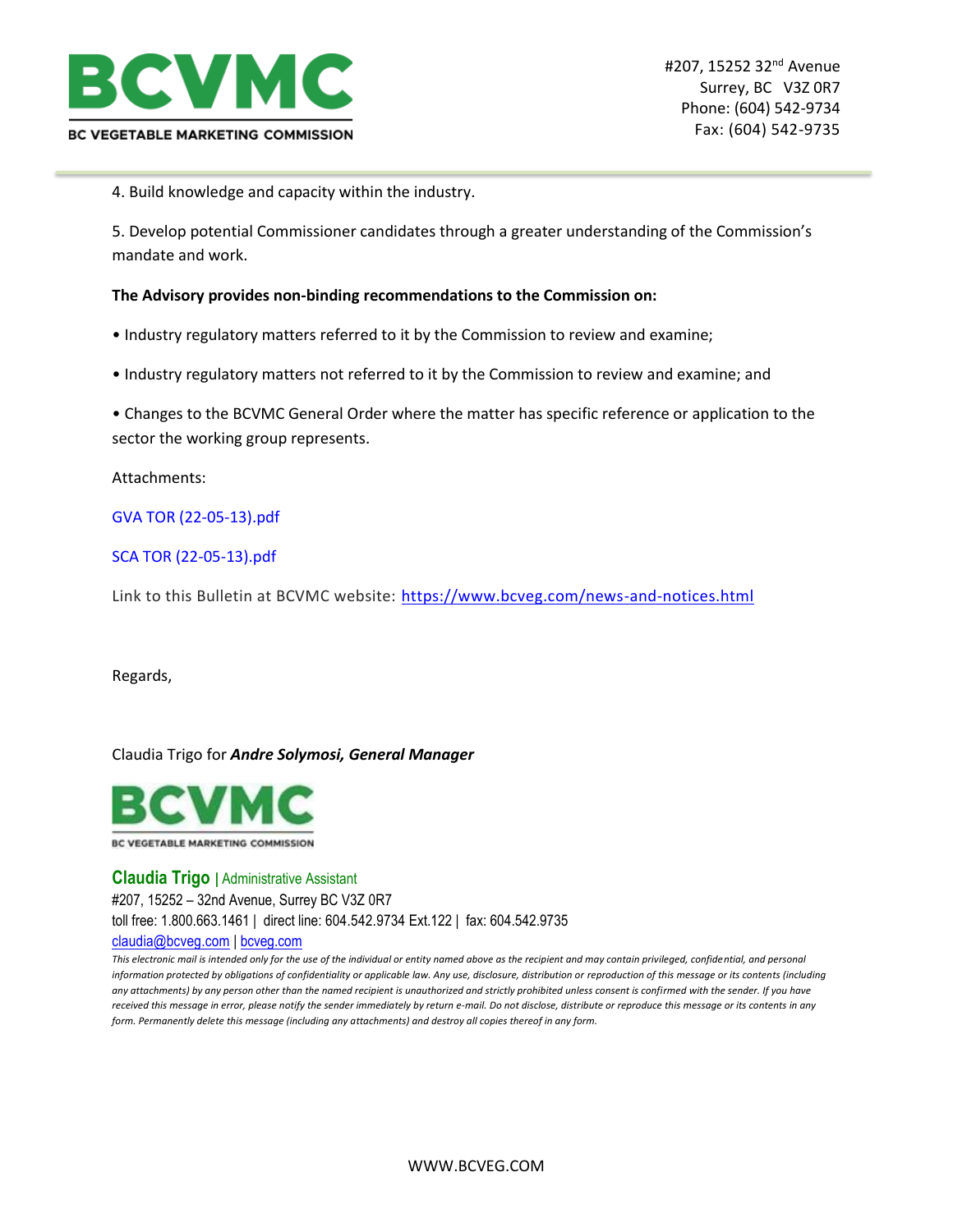4. Build knowledge and capacity within the industry.

5. Develop potential Commissioner candidates through a greater understanding of the Commission's mandate and work.

**The Advisory provides non-binding recommendations to the Commission on:**

- Industry regulatory matters referred to it by the Commission to review and examine;
- Industry regulatory matters not referred to it by the Commission to review and examine; and
- Changes to the BCVMC General Order where the matter has specific reference or application to the sector the working group represents.

Attachments:

GVA TOR (22-05-13).pdf

SCA TOR (22-05-13).pdf

Link to this Bulletin at BCVMC website: https://www.bcveg.com/news-and-notices.html

Regards,

Claudia Trigo for ***Andre Solymosi, General Manager***

BCVMC

BC VEGETABLE MARKETING COMMISSION

**Claudia Trigo** | Administrative Assistant

#207, 15252 – 32nd Avenue, Surrey BC V3Z 0R7

toll free: 1.800.663.1461 | direct line: 604.542.9734 Ext.122 | fax: 604.542.9735

claudia@bcveg.com | bcveg.com

*This electronic mail is intended only for the use of the individual or entity named above as the recipient and may contain privileged, confidential, and personal information protected by obligations of confidentiality or applicable law. Any use, disclosure, distribution or reproduction of this message or its contents (including any attachments) by any person other than the named recipient is unauthorized and strictly prohibited unless consent is confirmed with the sender. If you have received this message in error, please notify the sender immediately by return e-mail. Do not disclose, distribute or reproduce this message or its contents in any form. Permanently delete this message (including any attachments) and destroy all copies thereof in any form.*